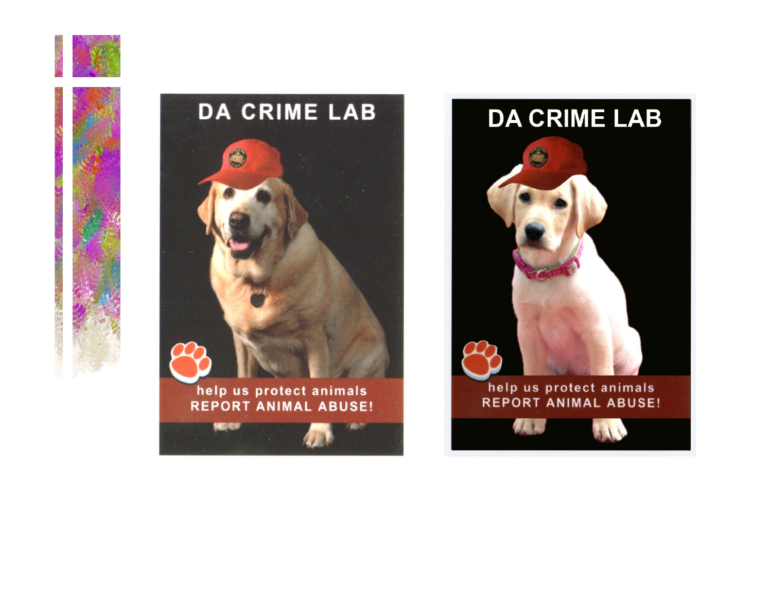DA CRIME LAB

help us protect animals
REPORT ANIMAL ABUSE!

DA CRIME LAB

help us protect animals
REPORT ANIMAL ABUSE!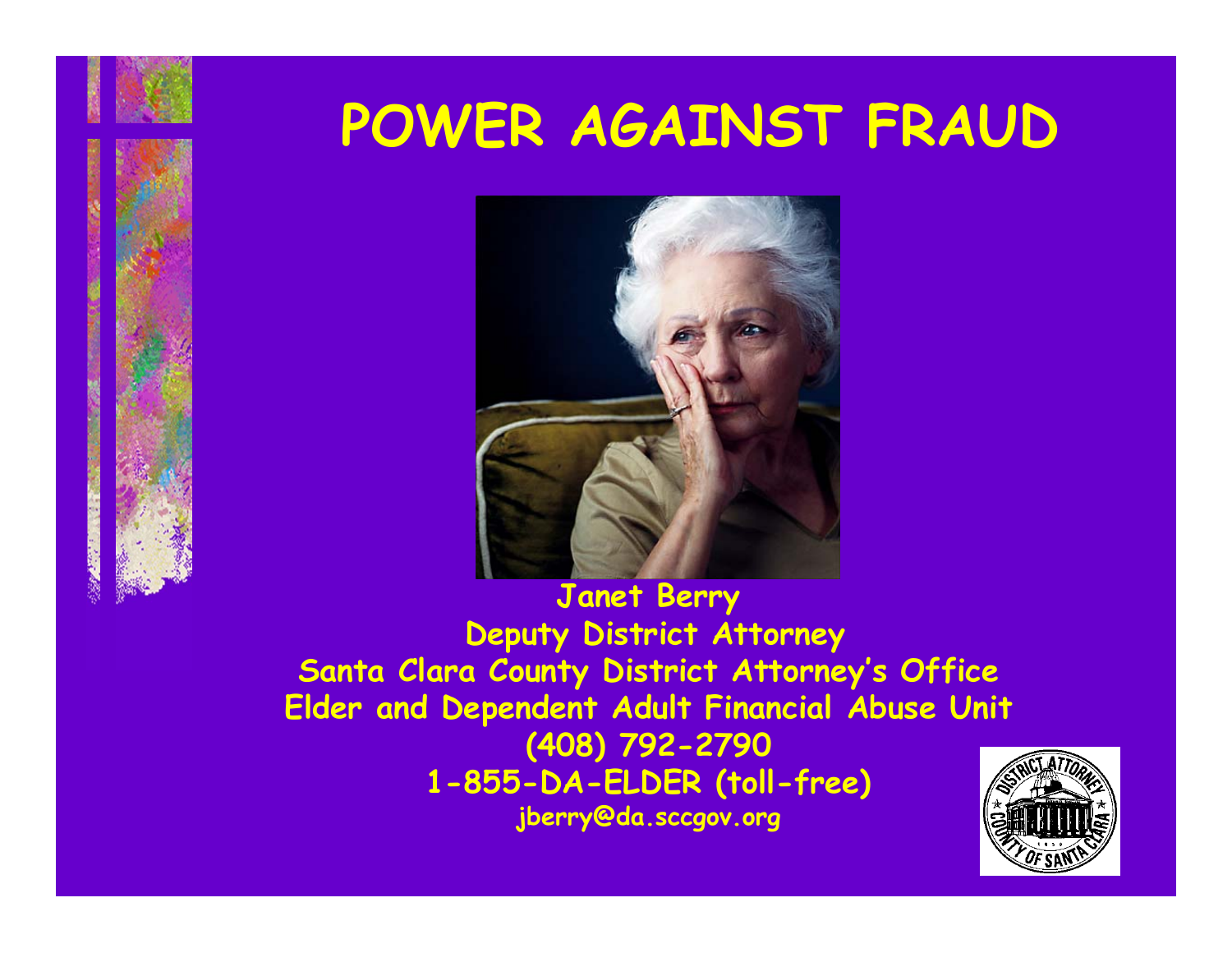# POWER AGAINST FRAUD

**Janet Berry**
**Deputy District Attorney**
**Santa Clara County District Attorney's Office**
**Elder and Dependent Adult Financial Abuse Unit**
**(408) 792-2790**
**1-855-DA-ELDER (toll-free)**
**jberry@da.sccgov.org**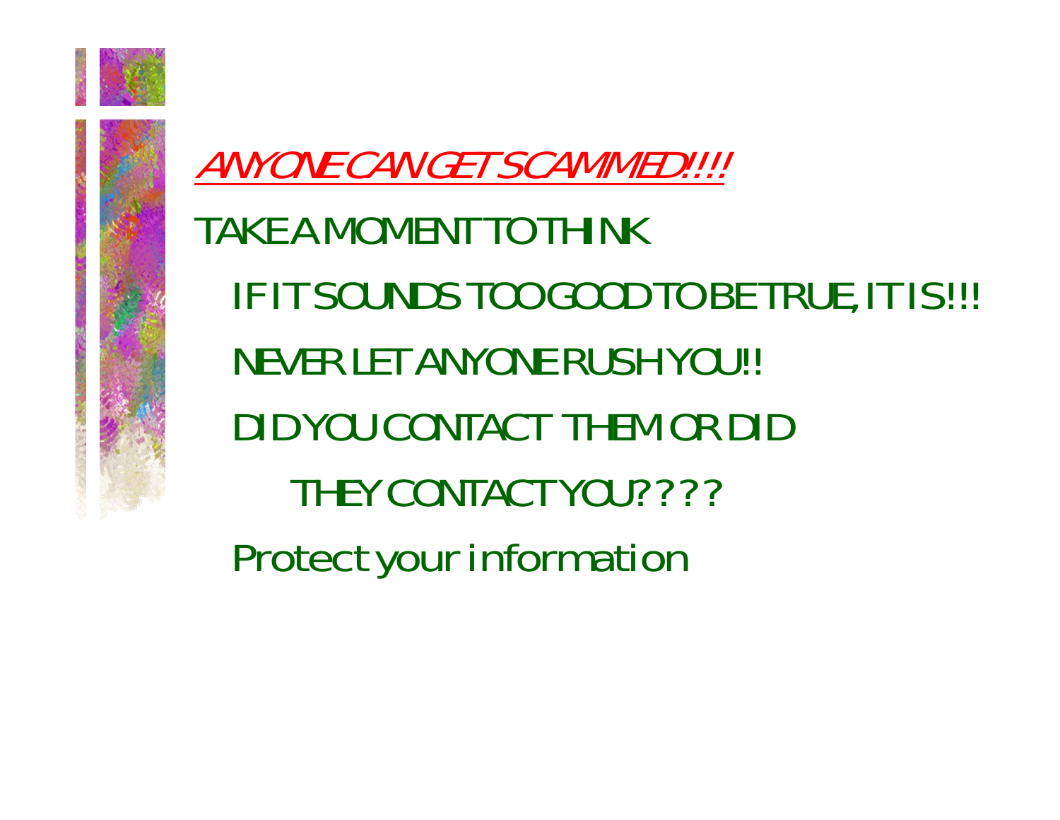<u>ANYONE CAN GET SCAMMED!!!!</u>

- TAKE A MOMENT TO THINK
  - IF IT SOUNDS TOO GOOD TO BE TRUE, IT IS!!!
  - NEVER LET ANYONE RUSH YOU!!
  - DID YOU CONTACT THEM OR DID THEY CONTACT YOU????
  - Protect your information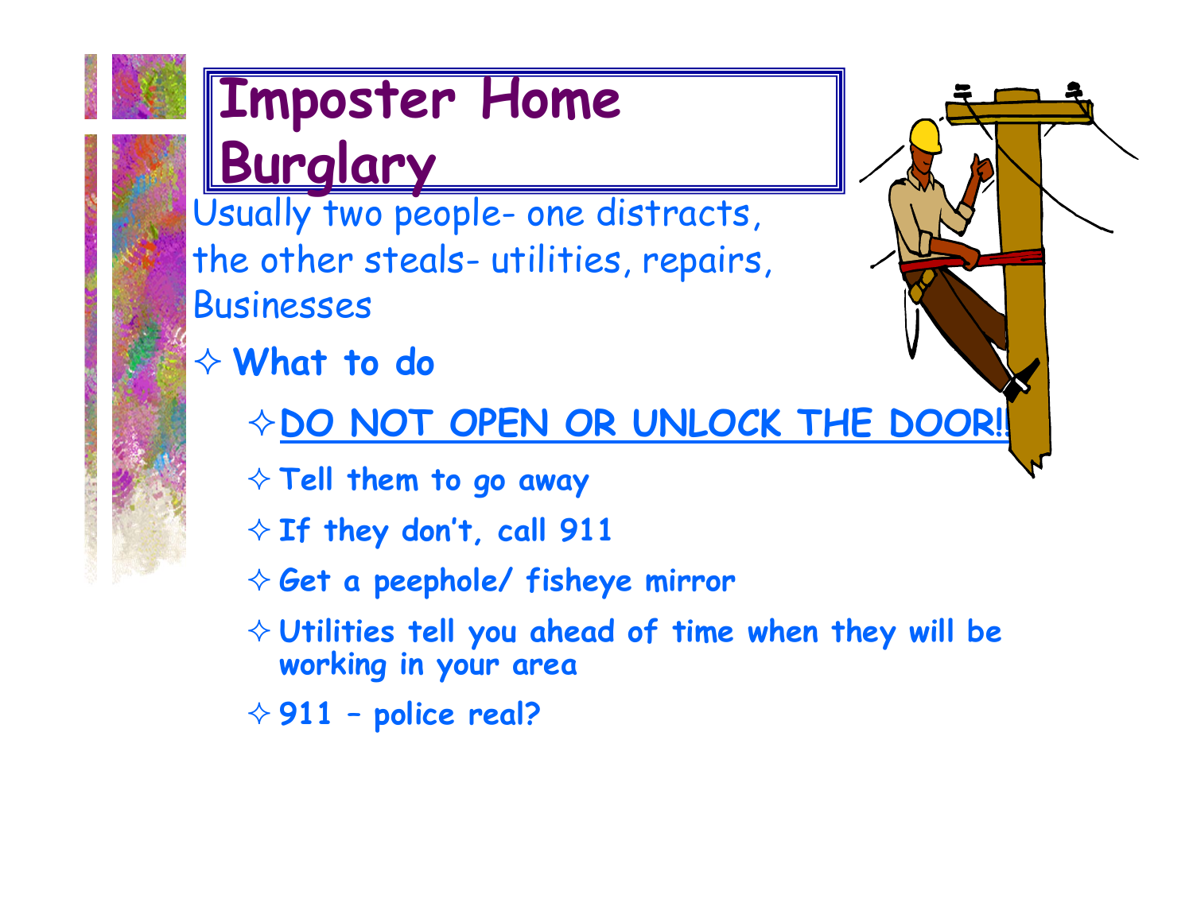# Imposter Home Burglary

Usually two people- one distracts, the other steals- utilities, repairs, Businesses

- **What to do**
  - **DO NOT OPEN OR UNLOCK THE DOOR!!**
  - **Tell them to go away**
  - **If they don't, call 911**
  - **Get a peephole/ fisheye mirror**
  - **Utilities tell you ahead of time when they will be working in your area**
  - **911 – police real?**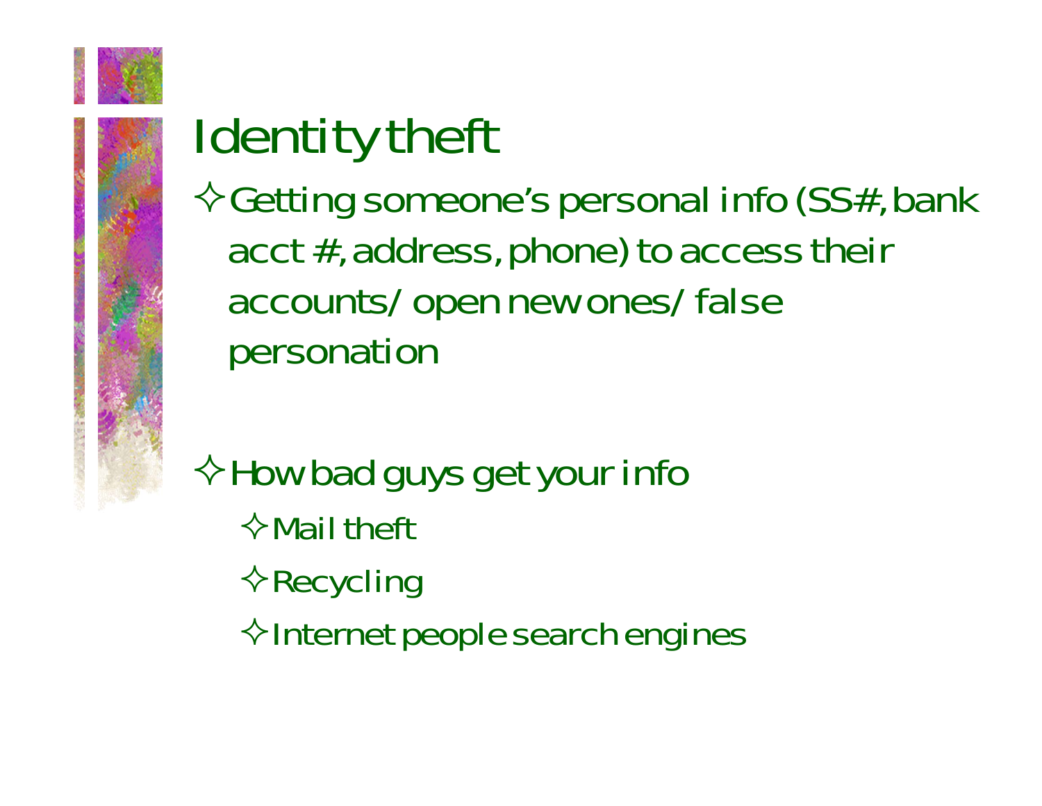# Identity theft

- Getting someone's personal info (SS#, bank acct #, address, phone) to access their accounts/ open new ones/ false personation

- How bad guys get your info
  - Mail theft
  - Recycling
  - Internet people search engines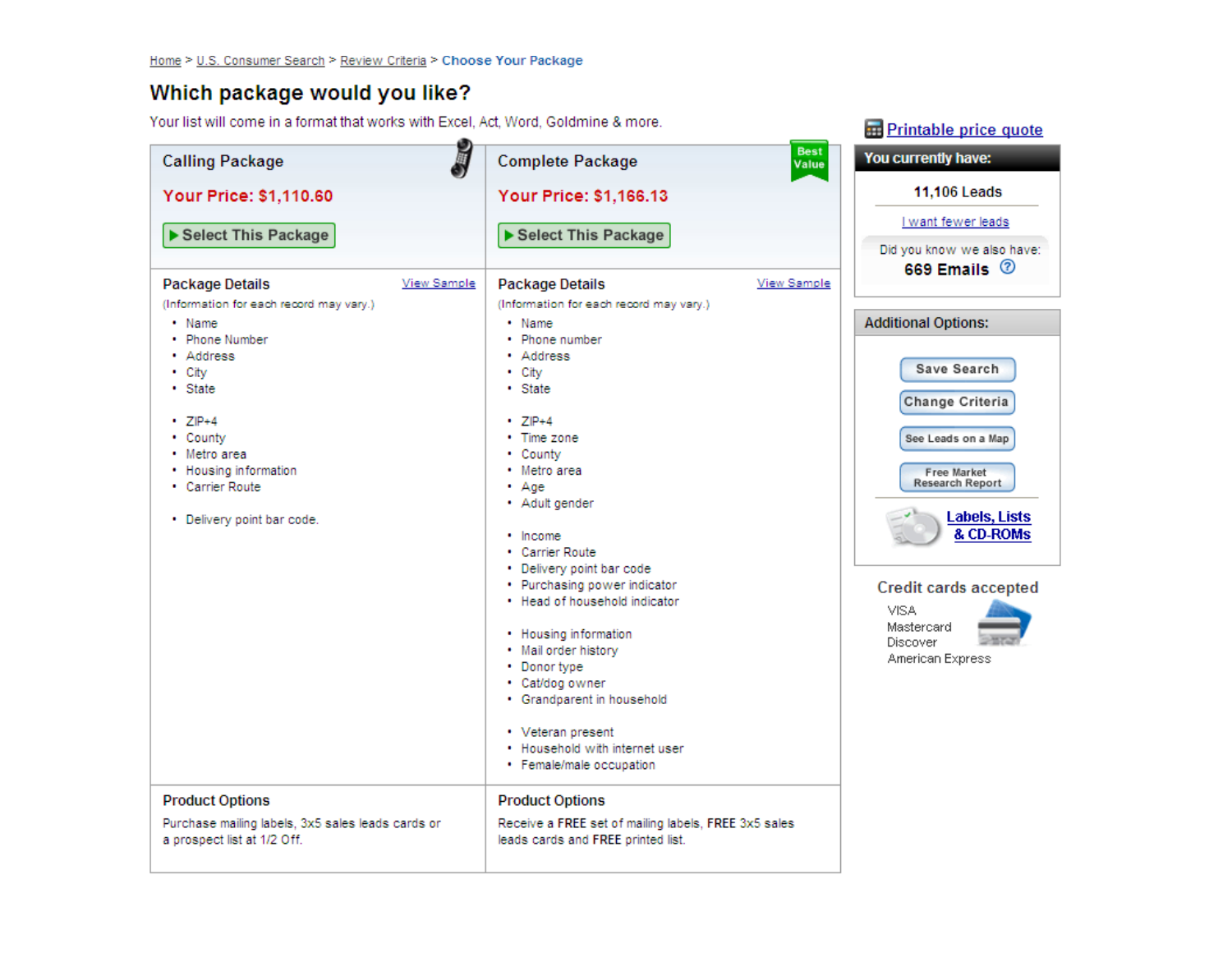Home > U.S. Consumer Search > Review Criteria > Choose Your Package

# Which package would you like?

Your list will come in a format that works with Excel, Act, Word, Goldmine & more.

## Calling Package

**Your Price: $1,110.60**

▶ Select This Package

### Package Details

View Sample

(Information for each record may vary.)

- Name
- Phone Number
- Address
- City
- State

- ZIP+4
- County
- Metro area
- Housing information
- Carrier Route

- Delivery point bar code.

### Product Options

Purchase mailing labels, 3x5 sales leads cards or a prospect list at 1/2 Off.

## Complete Package

Best Value

**Your Price: $1,166.13**

▶ Select This Package

### Package Details

View Sample

(Information for each record may vary.)

- Name
- Phone number
- Address
- City
- State

- ZIP+4
- Time zone
- County
- Metro area
- Age
- Adult gender

- Income
- Carrier Route
- Delivery point bar code
- Purchasing power indicator
- Head of household indicator

- Housing information
- Mail order history
- Donor type
- Cat/dog owner
- Grandparent in household

- Veteran present
- Household with internet user
- Female/male occupation

### Product Options

Receive a **FREE** set of mailing labels, **FREE** 3x5 sales leads cards and **FREE** printed list.

---

Printable price quote

**You currently have:**

**11,106 Leads**

I want fewer leads

Did you know we also have:
**669 Emails**

**Additional Options:**

- Save Search
- Change Criteria
- See Leads on a Map
- Free Market Research Report

Labels, Lists & CD-ROMs

**Credit cards accepted**

VISA
Mastercard
Discover
American Express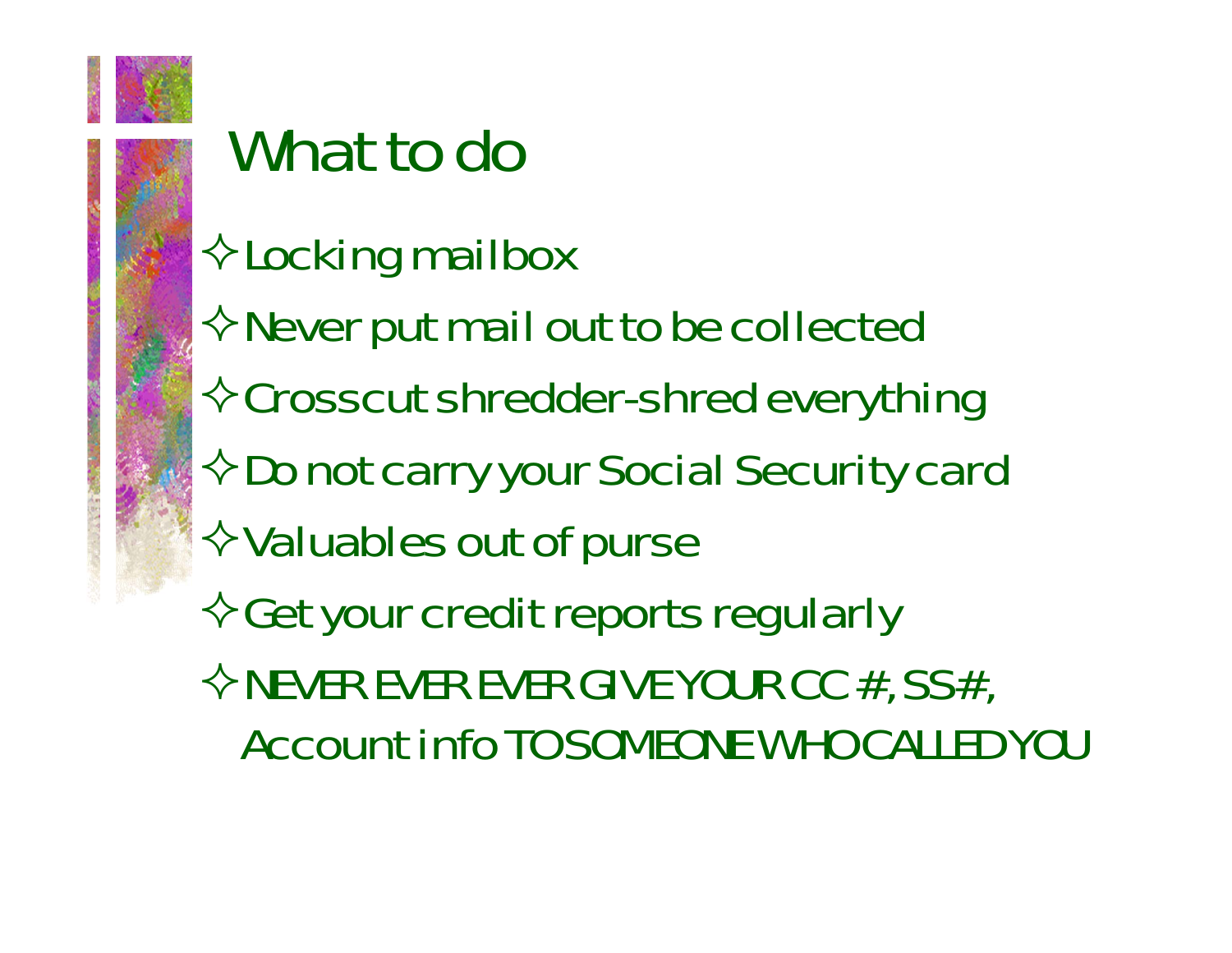# What to do

- Locking mailbox
- Never put mail out to be collected
- Crosscut shredder-shred everything
- Do not carry your Social Security card
- Valuables out of purse
- Get your credit reports regularly
- NEVER EVER EVER GIVE YOUR CC #, SS#, Account info TO SOMEONE WHO CALLED YOU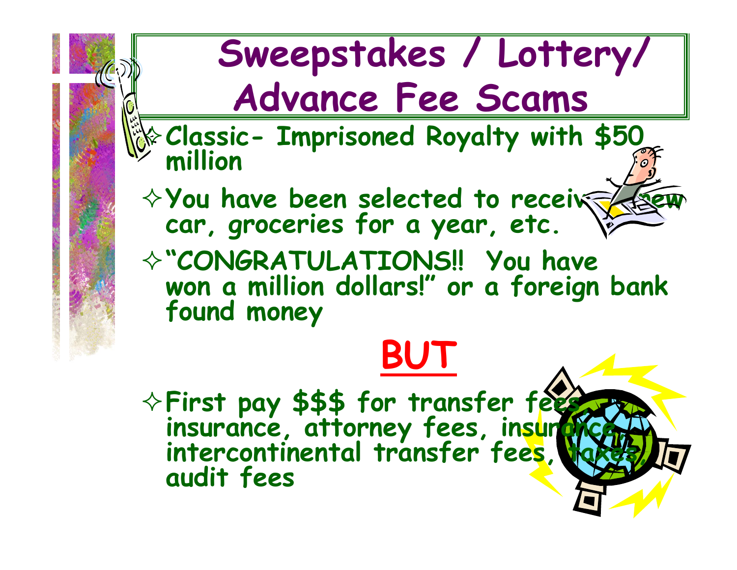# Sweepstakes / Lottery/ Advance Fee Scams

- Classic- Imprisoned Royalty with $50 million
- You have been selected to receive new car, groceries for a year, etc.
- "CONGRATULATIONS!! You have won a million dollars!" or a foreign bank found money

**BUT**

- First pay $$$ for transfer fees, insurance, attorney fees, insurance, intercontinental transfer fees, taxes, audit fees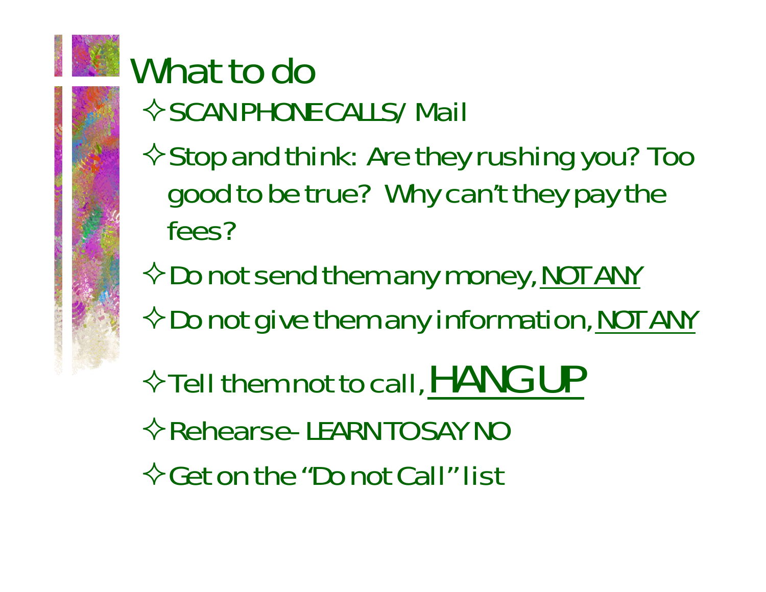# What to do

- SCAN PHONE CALLS/ Mail
- Stop and think: Are they rushing you? Too good to be true? Why can't they pay the fees?
- Do not send them any money, <u>NOT ANY</u>
- Do not give them any information, <u>NOT ANY</u>
- Tell them not to call, <u>HANG UP</u>
- Rehearse- LEARN TO SAY NO
- Get on the "Do not Call" list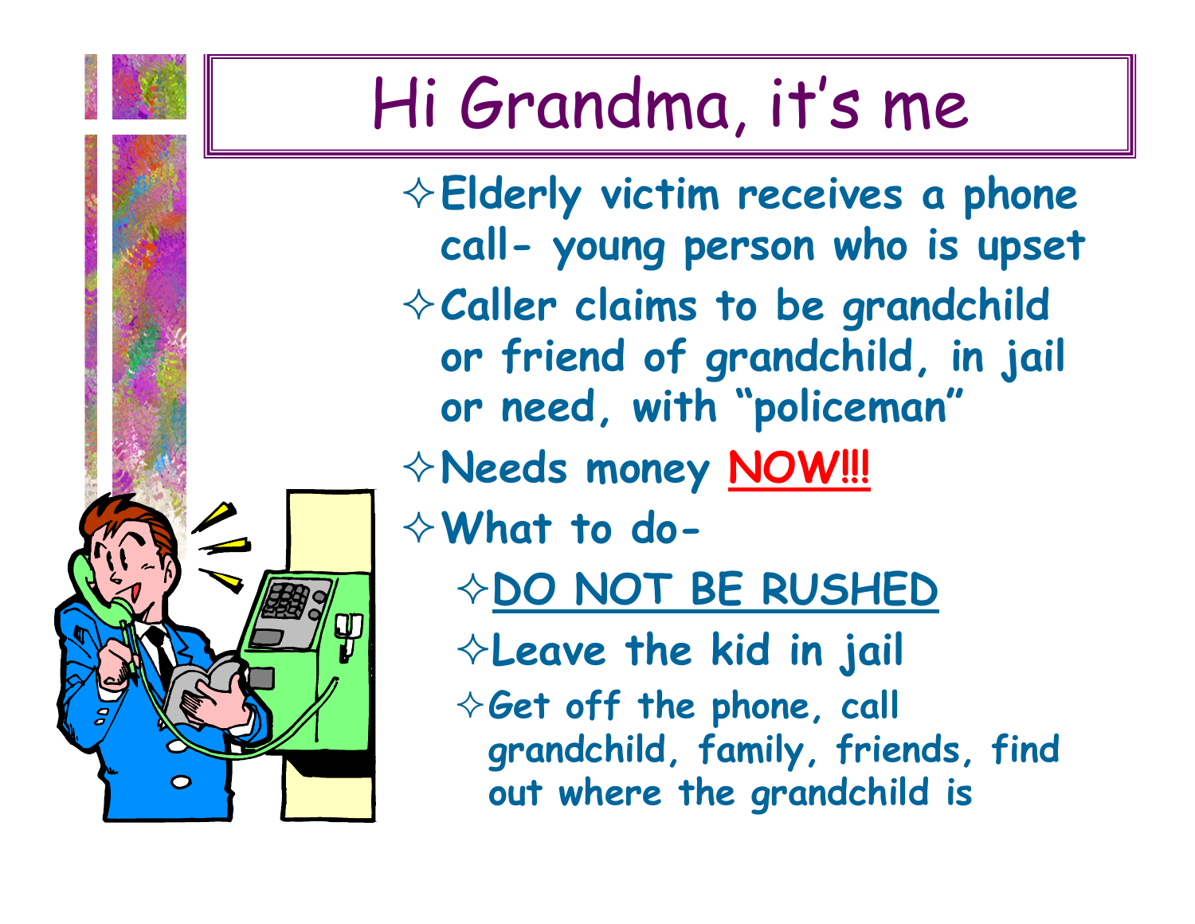# Hi Grandma, it's me

- Elderly victim receives a phone call- young person who is upset
- Caller claims to be grandchild or friend of grandchild, in jail or need, with "policeman"
- Needs money **NOW!!!**
- What to do-
  - DO NOT BE RUSHED
  - Leave the kid in jail
  - Get off the phone, call grandchild, family, friends, find out where the grandchild is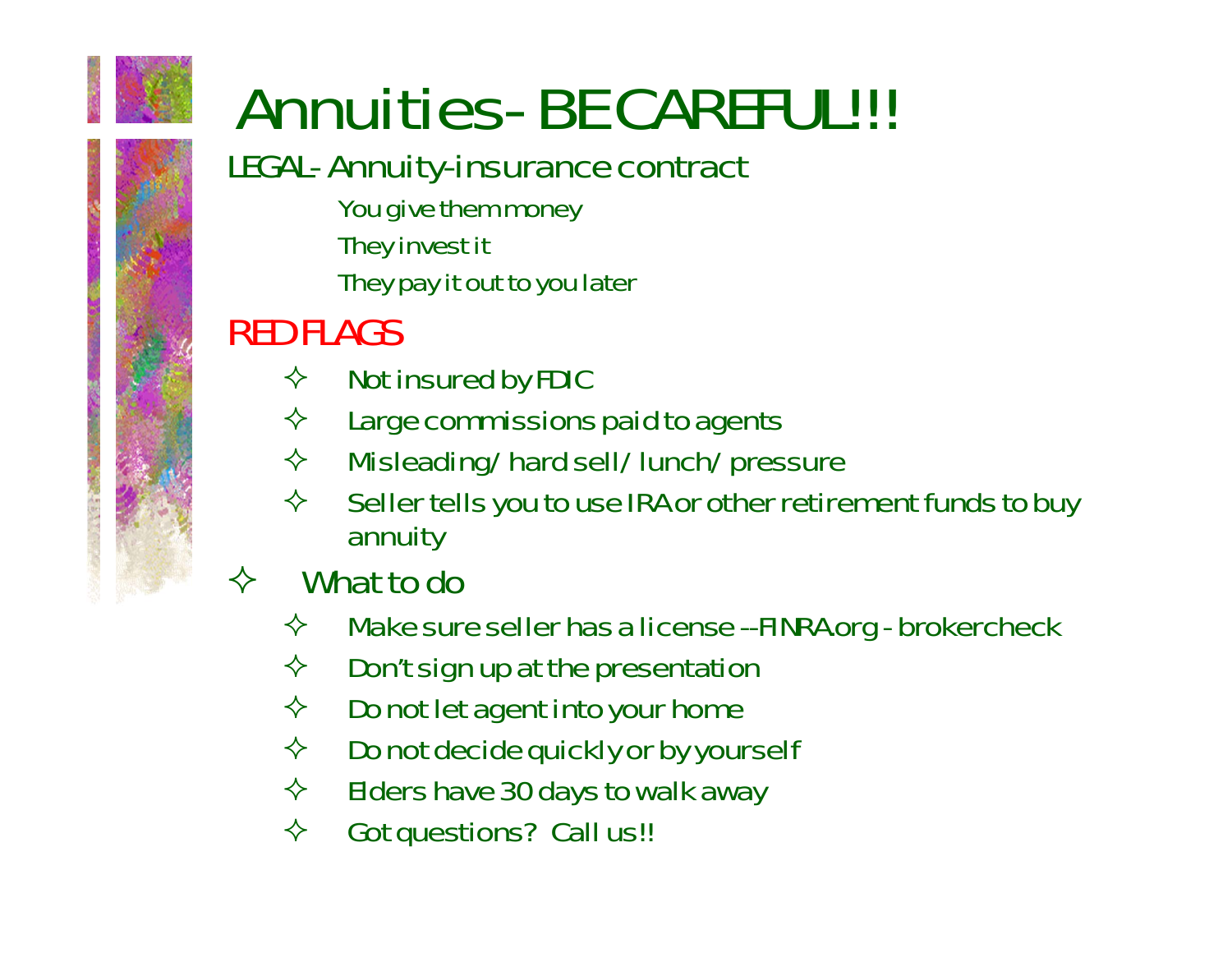# Annuities- BE CAREFUL!!!

LEGAL- Annuity-insurance contract

- You give them money
- They invest it
- They pay it out to you later

RED FLAGS

- Not insured by FDIC
- Large commissions paid to agents
- Misleading/ hard sell/ lunch/ pressure
- Seller tells you to use IRA or other retirement funds to buy annuity

- What to do
  - Make sure seller has a license --FINRA.org - brokercheck
  - Don't sign up at the presentation
  - Do not let agent into your home
  - Do not decide quickly or by yourself
  - Elders have 30 days to walk away
  - Got questions? Call us!!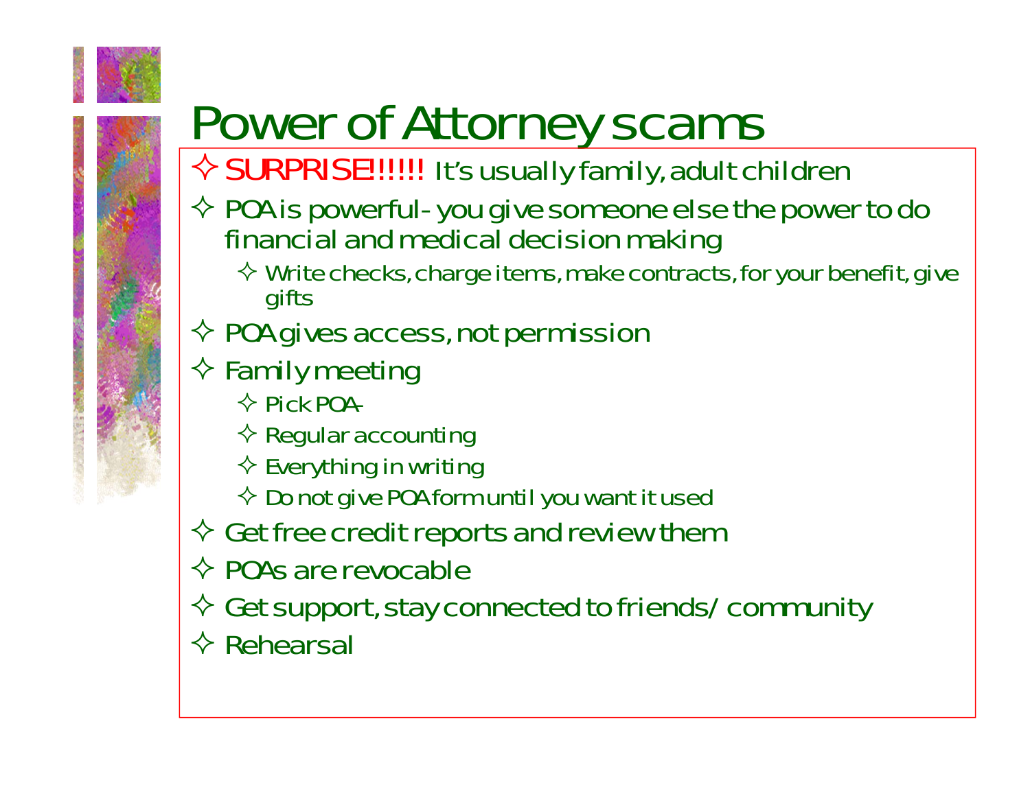# Power of Attorney scams

- SURPRISE!!!!!! It's usually family, adult children
- POA is powerful- you give someone else the power to do financial and medical decision making
  - Write checks, charge items, make contracts, for your benefit, give gifts
- POA gives access, not permission
- Family meeting
  - Pick POA-
  - Regular accounting
  - Everything in writing
  - Do not give POA form until you want it used
- Get free credit reports and review them
- POAs are revocable
- Get support, stay connected to friends/ community
- Rehearsal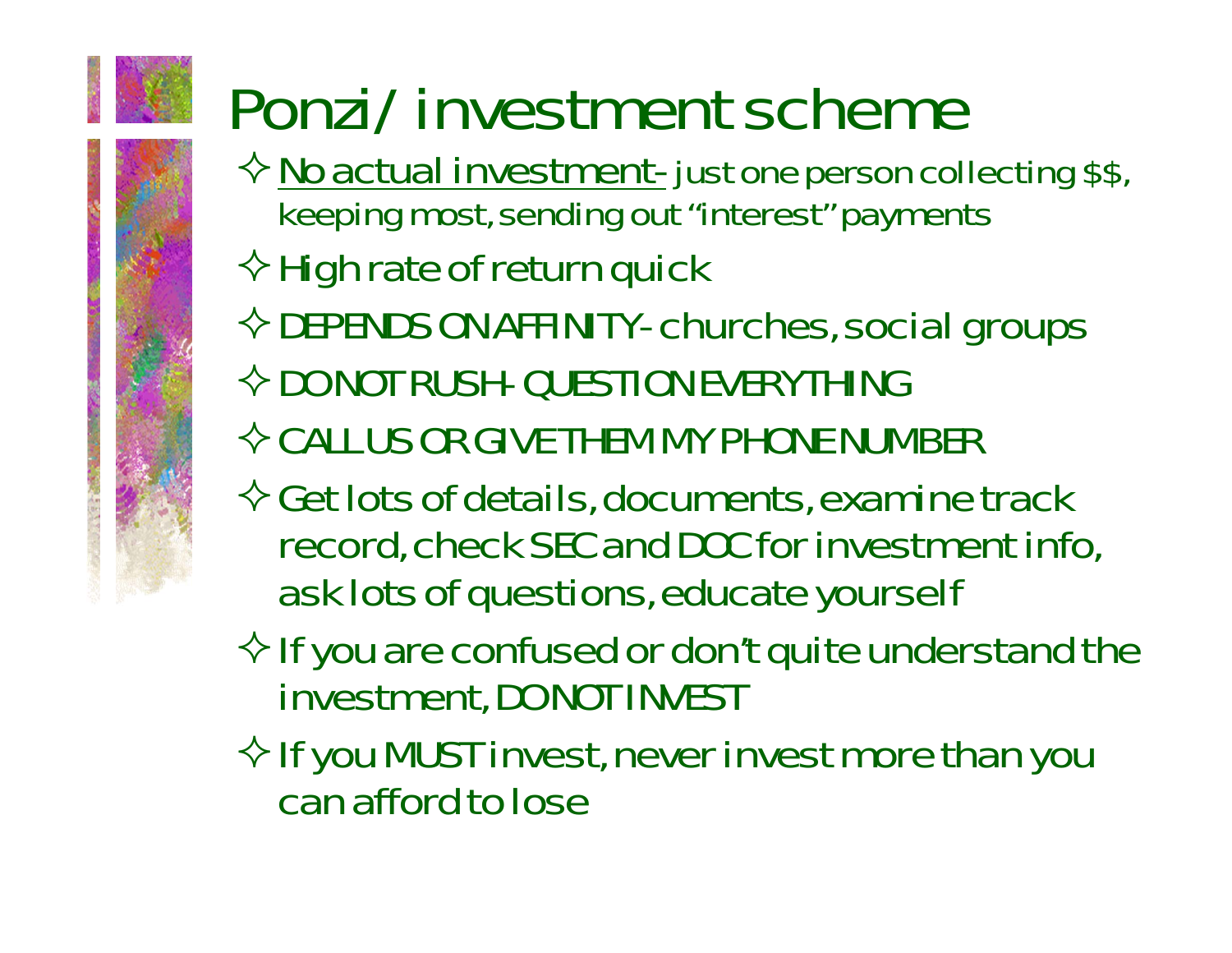# Ponzi/ investment scheme

- <u>No actual investment-</u> just one person collecting $$, keeping most, sending out "interest" payments
- High rate of return quick
- DEPENDS ON AFFINITY- churches, social groups
- DO NOT RUSH- QUESTION EVERYTHING
- CALL US OR GIVE THEM MY PHONE NUMBER
- Get lots of details, documents, examine track record, check SEC and DOC for investment info, ask lots of questions, educate yourself
- If you are confused or don't quite understand the investment, DO NOT INVEST
- If you MUST invest, never invest more than you can afford to lose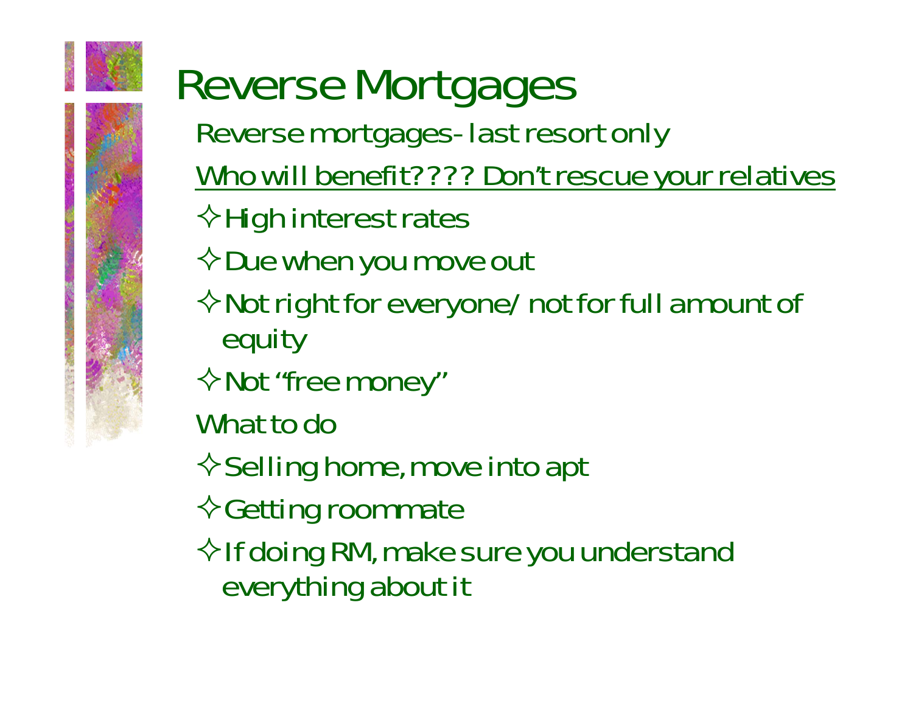# Reverse Mortgages

Reverse mortgages- last resort only

<u>Who will benefit???? Don't rescue your relatives</u>

- High interest rates
- Due when you move out
- Not right for everyone/ not for full amount of equity
- Not "free money"

What to do

- Selling home, move into apt
- Getting roommate
- If doing RM, make sure you understand everything about it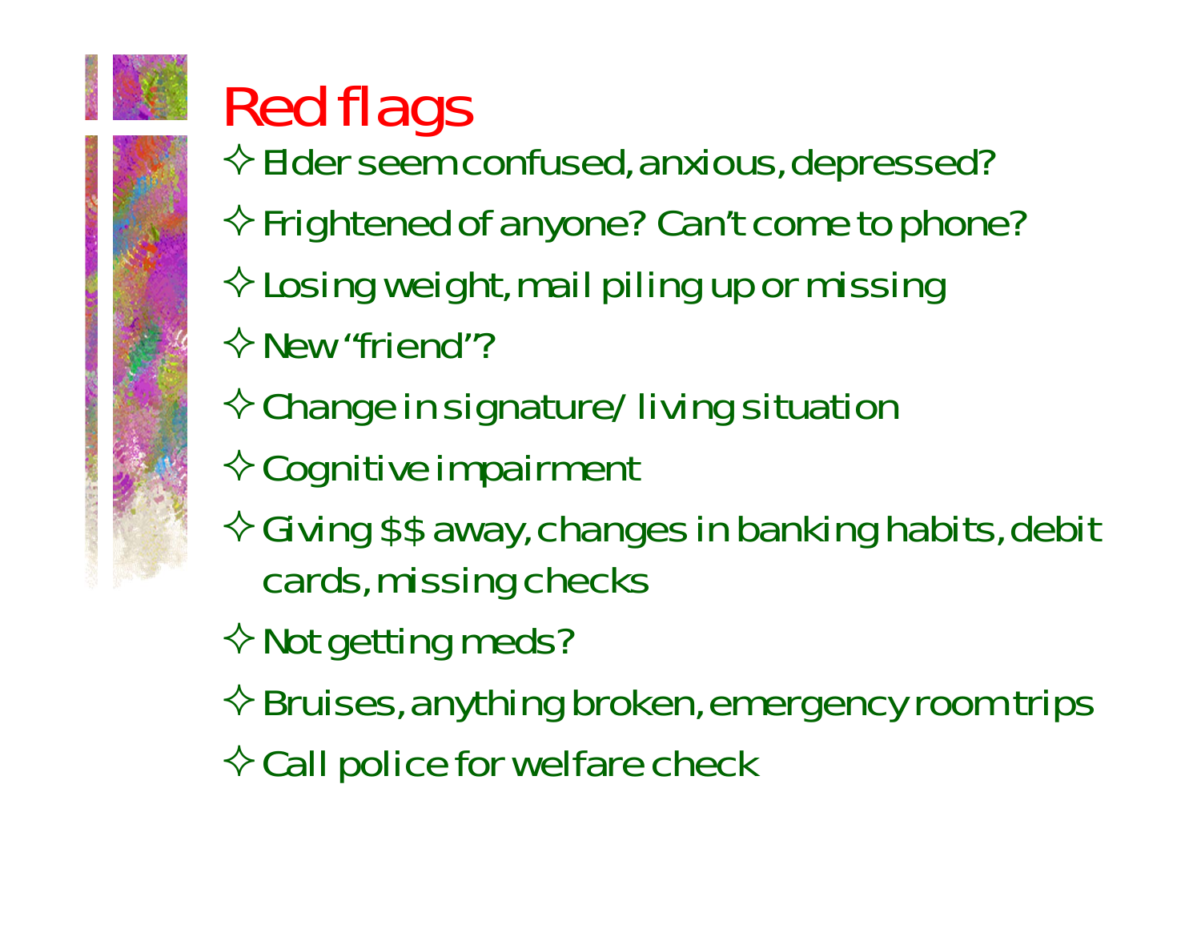# Red flags

- Elder seem confused, anxious, depressed?
- Frightened of anyone? Can't come to phone?
- Losing weight, mail piling up or missing
- New "friend"?
- Change in signature/ living situation
- Cognitive impairment
- Giving $$ away, changes in banking habits, debit cards, missing checks
- Not getting meds?
- Bruises, anything broken, emergency room trips
- Call police for welfare check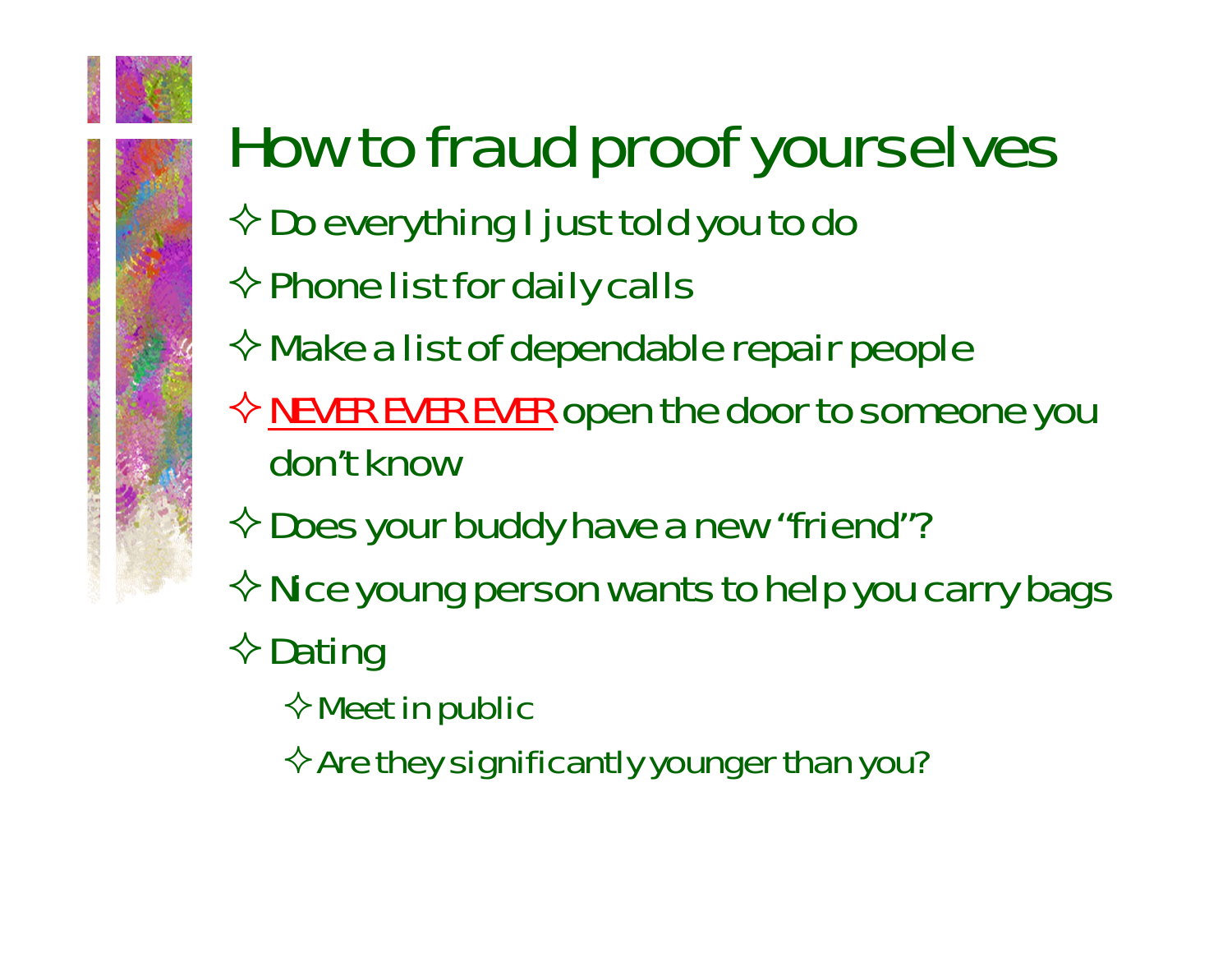# How to fraud proof yourselves

- Do everything I just told you to do
- Phone list for daily calls
- Make a list of dependable repair people
- NEVER EVER EVER open the door to someone you don't know
- Does your buddy have a new "friend"?
- Nice young person wants to help you carry bags
- Dating
  - Meet in public
  - Are they significantly younger than you?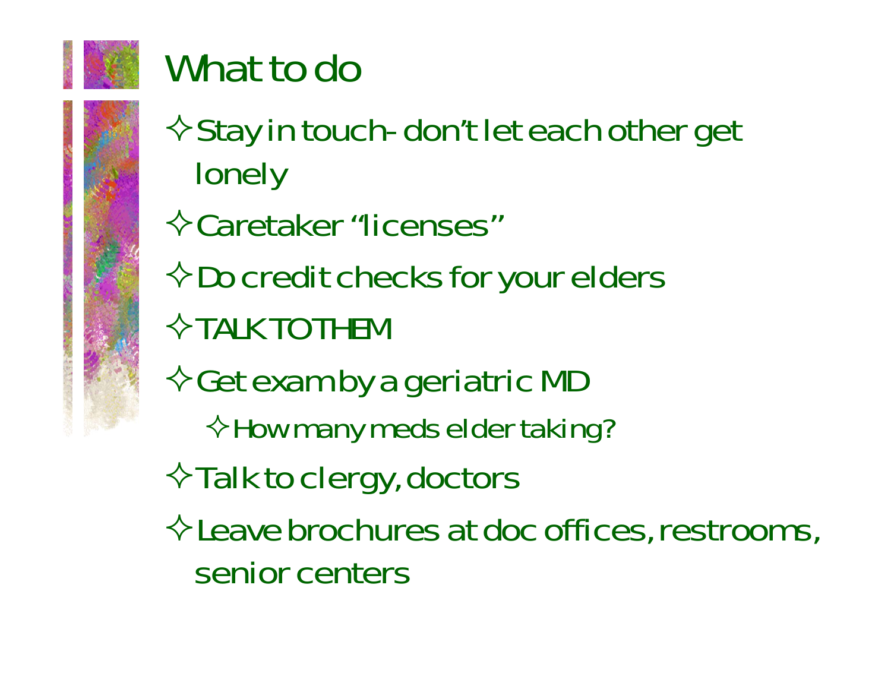# What to do

- Stay in touch- don't let each other get lonely
- Caretaker "licenses"
- Do credit checks for your elders
- TALK TO THEM
- Get exam by a geriatric MD
  - How many meds elder taking?
- Talk to clergy, doctors
- Leave brochures at doc offices, restrooms, senior centers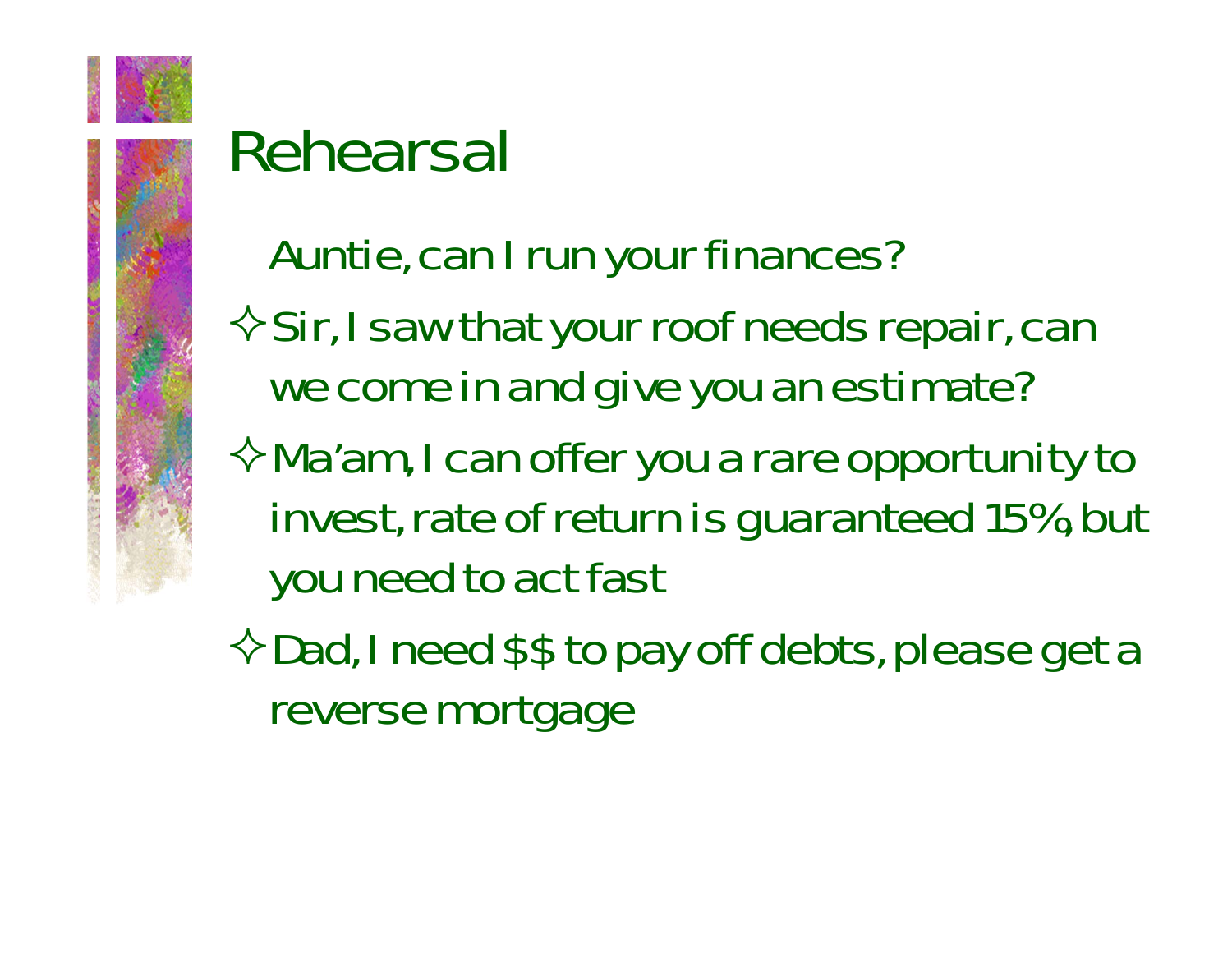# Rehearsal

Auntie, can I run your finances?

- Sir, I saw that your roof needs repair, can we come in and give you an estimate?
- Ma'am, I can offer you a rare opportunity to invest, rate of return is guaranteed 15%, but you need to act fast
- Dad, I need $$ to pay off debts, please get a reverse mortgage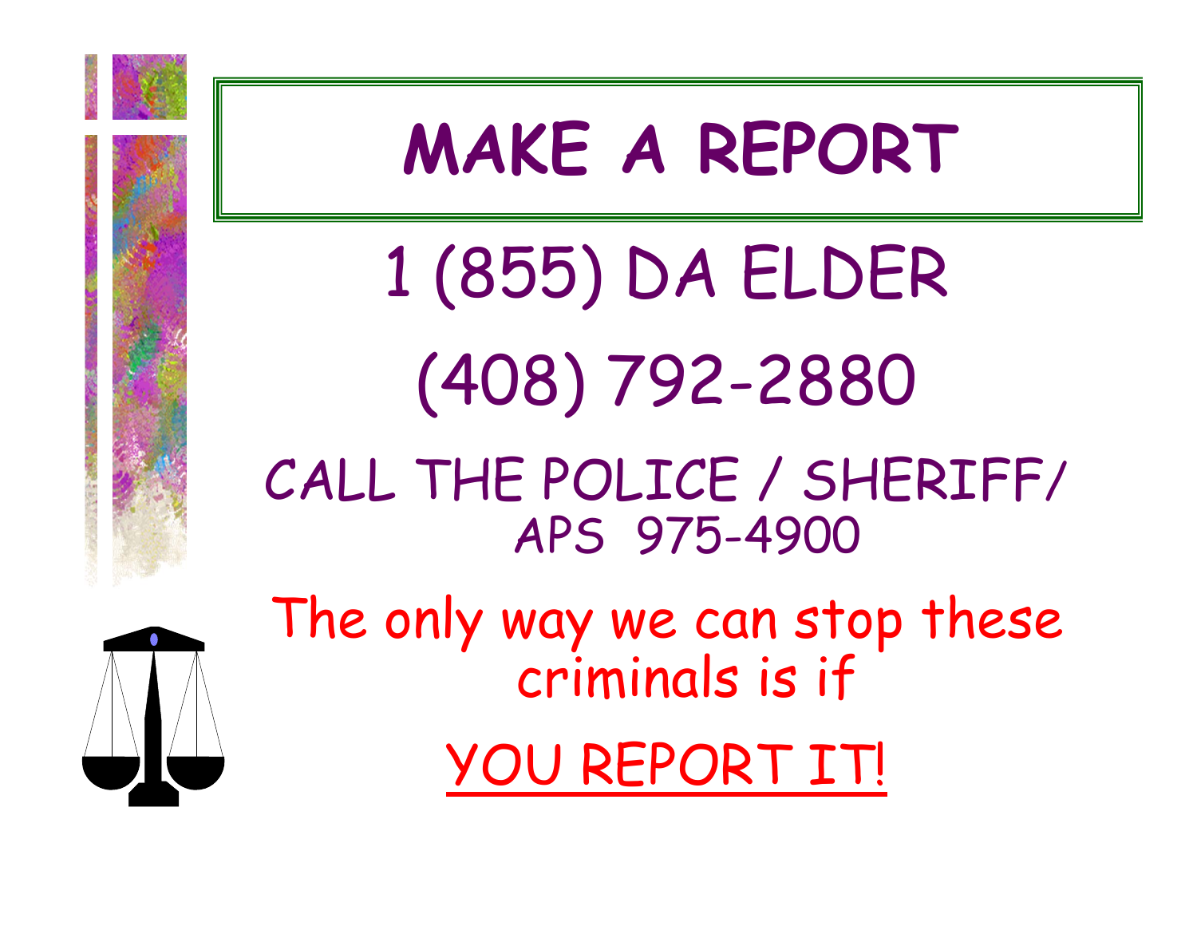# MAKE A REPORT

1 (855) DA ELDER

(408) 792-2880

CALL THE POLICE / SHERIFF/ APS 975-4900

The only way we can stop these criminals is if

YOU REPORT IT!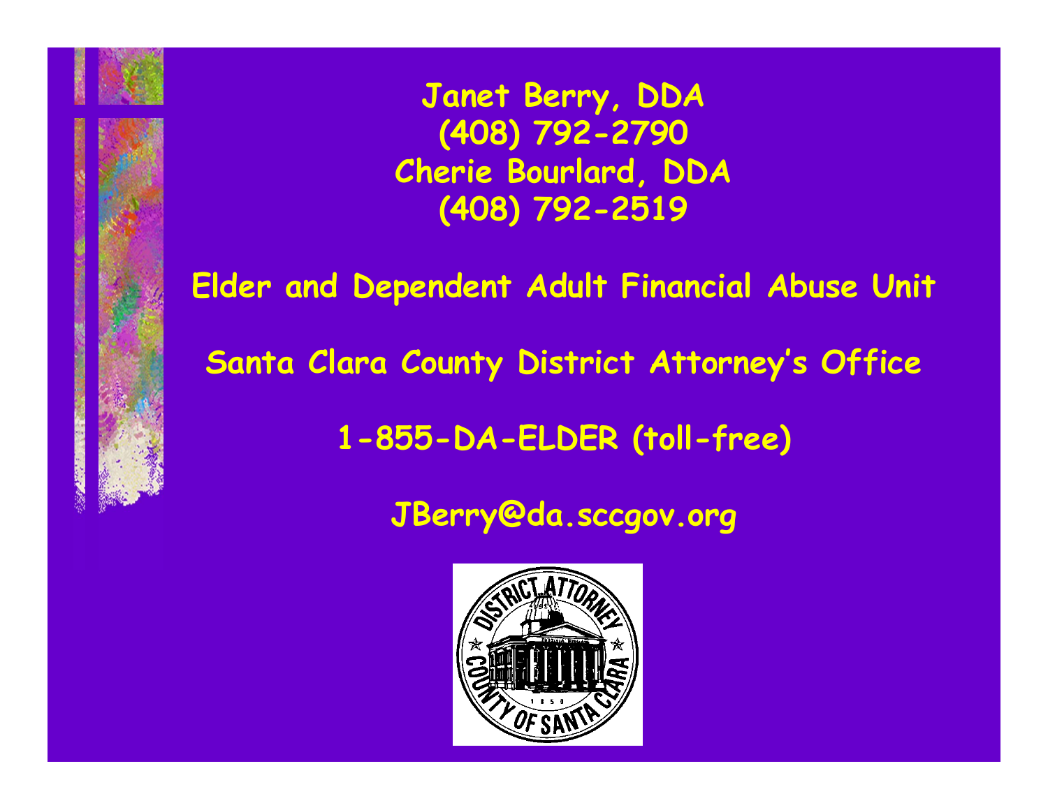**Janet Berry, DDA**
**(408) 792-2790**
**Cherie Bourlard, DDA**
**(408) 792-2519**

**Elder and Dependent Adult Financial Abuse Unit**

**Santa Clara County District Attorney's Office**

**1-855-DA-ELDER (toll-free)**

**JBerry@da.sccgov.org**